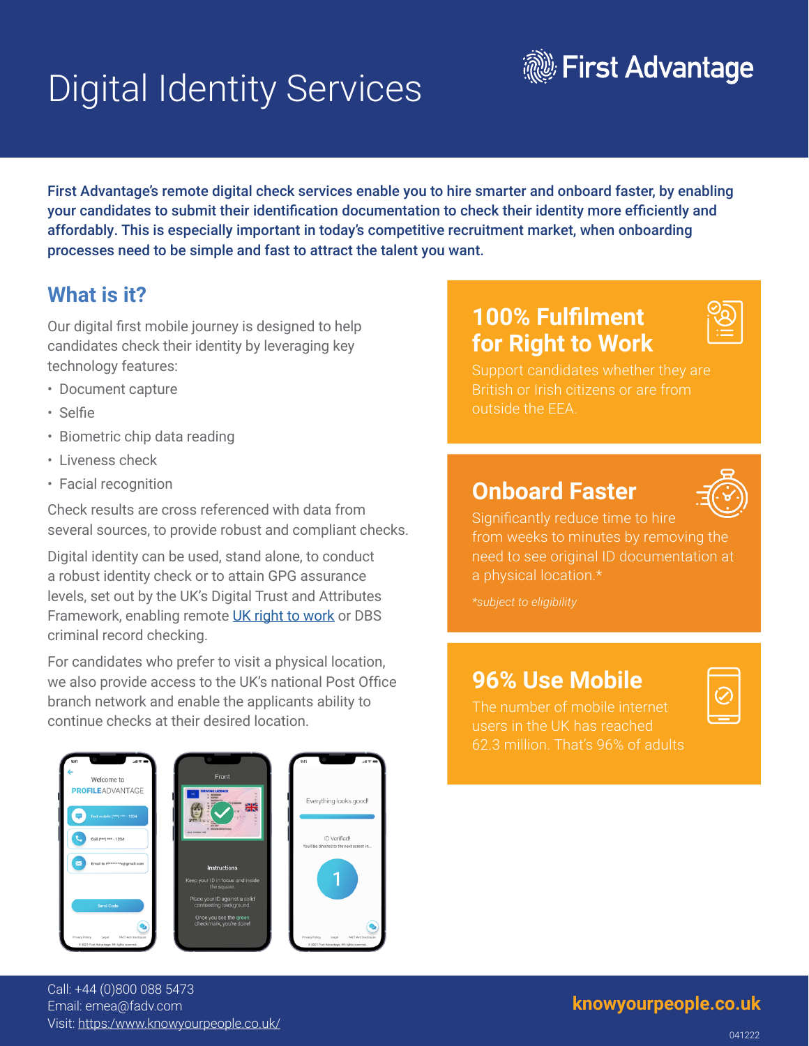# Digital Identity Services

First Advantage

**First Advantage's remote digital check services enable you to hire smarter and onboard faster, by enabling your candidates to submit their identification documentation to check their identity more efficiently and affordably. This is especially important in today's competitive recruitment market, when onboarding processes need to be simple and fast to attract the talent you want.**

## What is it?

Our digital first mobile journey is designed to help candidates check their identity by leveraging key technology features:

- Document capture
- Selfie
- Biometric chip data reading
- Liveness check
- Facial recognition

Check results are cross referenced with data from several sources, to provide robust and compliant checks.

Digital identity can be used, stand alone, to conduct a robust identity check or to attain GPG assurance levels, set out by the UK's Digital Trust and Attributes Framework, enabling remote UK right to work or DBS criminal record checking.

For candidates who prefer to visit a physical location, we also provide access to the UK's national Post Office branch network and enable the applicants ability to continue checks at their desired location.

## 100% Fulfilment for Right to Work

Support candidates whether they are British or Irish citizens or are from outside the EEA.

## Onboard Faster

Significantly reduce time to hire from weeks to minutes by removing the need to see original ID documentation at a physical location.*

*subject to eligibility*

## 96% Use Mobile

The number of mobile internet users in the UK has reached 62.3 million. That's 96% of adults

Call: +44 (0)800 088 5473
Email: emea@fadv.com
Visit: https:/www.knowyourpeople.co.uk/

knowyourpeople.co.uk

041222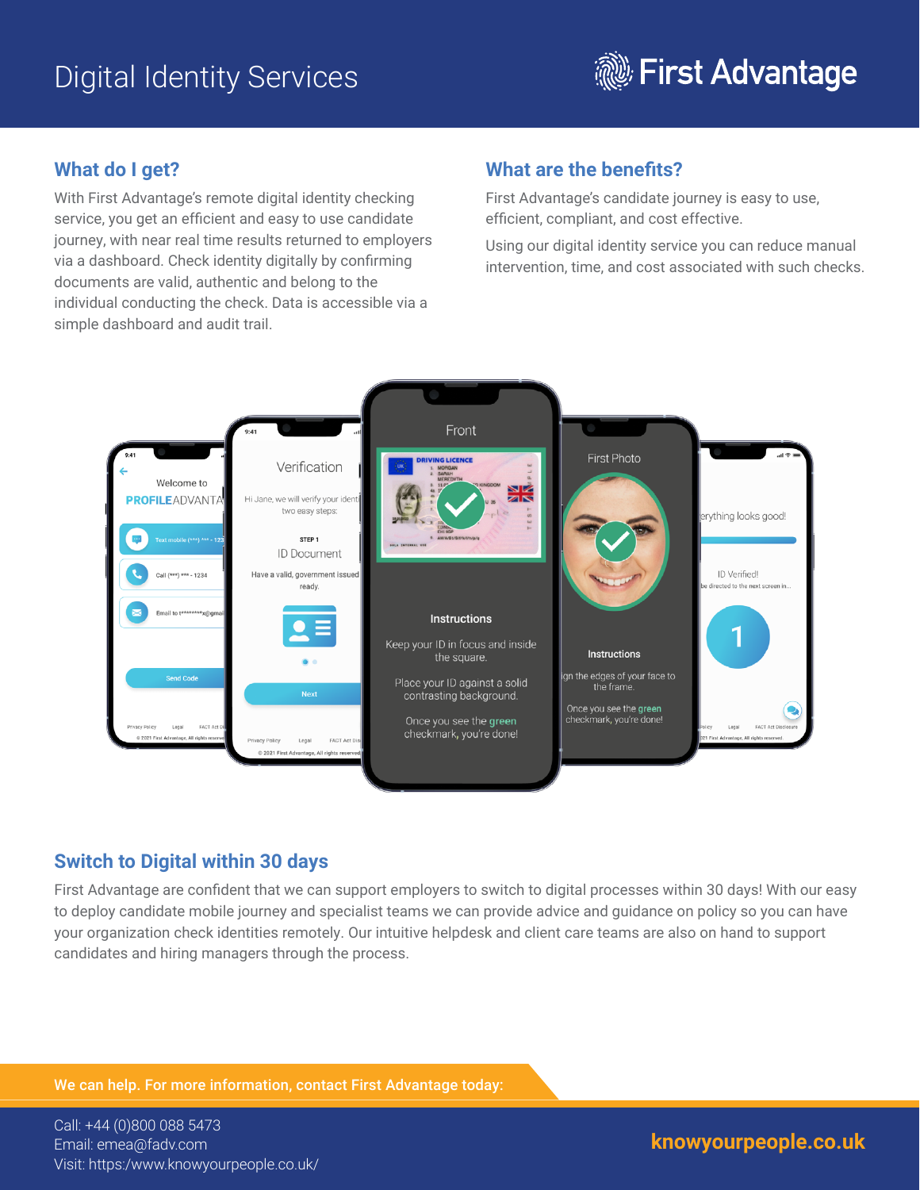# Digital Identity Services

First Advantage

## What do I get?

With First Advantage's remote digital identity checking service, you get an efficient and easy to use candidate journey, with near real time results returned to employers via a dashboard. Check identity digitally by confirming documents are valid, authentic and belong to the individual conducting the check. Data is accessible via a simple dashboard and audit trail.

## What are the benefits?

First Advantage's candidate journey is easy to use, efficient, compliant, and cost effective.

Using our digital identity service you can reduce manual intervention, time, and cost associated with such checks.

## Switch to Digital within 30 days

First Advantage are confident that we can support employers to switch to digital processes within 30 days! With our easy to deploy candidate mobile journey and specialist teams we can provide advice and guidance on policy so you can have your organization check identities remotely. Our intuitive helpdesk and client care teams are also on hand to support candidates and hiring managers through the process.

**We can help. For more information, contact First Advantage today:**

Call: +44 (0)800 088 5473
Email: emea@fadv.com
Visit: https:/www.knowyourpeople.co.uk/

**knowyourpeople.co.uk**